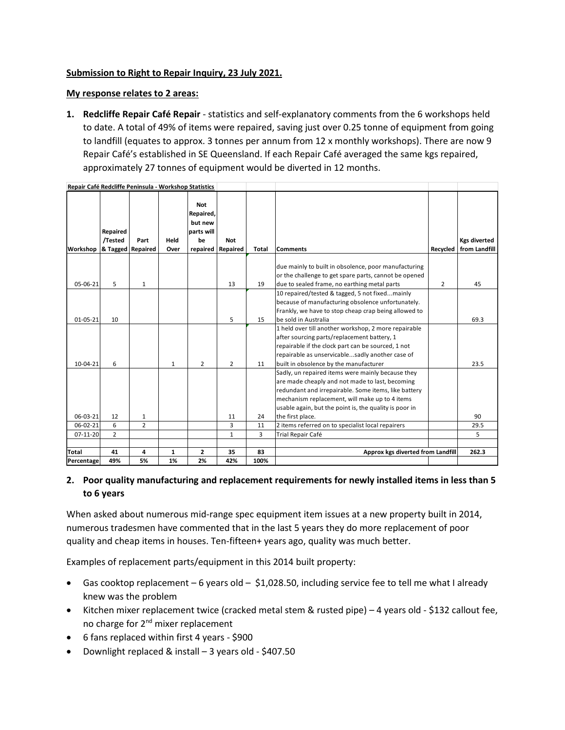**Submission to Right to Repair Inquiry, 23 July 2021.**

**My response relates to 2 areas:**

1. **Redcliffe Repair Café Repair** - statistics and self-explanatory comments from the 6 workshops held to date. A total of 49% of items were repaired, saving just over 0.25 tonne of equipment from going to landfill (equates to approx. 3 tonnes per annum from 12 x monthly workshops). There are now 9 Repair Café's established in SE Queensland. If each Repair Café averaged the same kgs repaired, approximately 27 tonnes of equipment would be diverted in 12 months.

**Repair Café Redcliffe Peninsula - Workshop Statistics**

| Workshop | Repaired /Tested & Tagged | Part Repaired | Held Over | Not Repaired, but new parts will be repaired | Not Repaired | Total | Comments | Recycled | Kgs diverted from Landfill |
|---|---|---|---|---|---|---|---|---|---|
| 05-06-21 | 5 | 1 | | | 13 | 19 | due mainly to built in obsolence, poor manufacturing or the challenge to get spare parts, cannot be opened due to sealed frame, no earthing metal parts | 2 | 45 |
| 01-05-21 | 10 | | | | 5 | 15 | 10 repaired/tested & tagged, 5 not fixed...mainly because of manufacturing obsolence unfortunately. Frankly, we have to stop cheap crap being allowed to be sold in Australia | | 69.3 |
| 10-04-21 | 6 | | 1 | 2 | 2 | 11 | 1 held over till another workshop, 2 more repairable after sourcing parts/replacement battery, 1 repairable if the clock part can be sourced, 1 not repairable as unservicable...sadly another case of built in obsolence by the manufacturer | | 23.5 |
| 06-03-21 | 12 | 1 | | | 11 | 24 | Sadly, un repaired items were mainly because they are made cheaply and not made to last, becoming redundant and irrepairable. Some items, like battery mechanism replacement, will make up to 4 items usable again, but the point is, the quality is poor in the first place. | | 90 |
| 06-02-21 | 6 | 2 | | | 3 | 11 | 2 items referred on to specialist local repairers | | 29.5 |
| 07-11-20 | 2 | | | | 1 | 3 | Trial Repair Café | | 5 |
| **Total** | **41** | **4** | **1** | **2** | **35** | **83** | **Approx kgs diverted from Landfill** | | **262.3** |
| **Percentage** | **49%** | **5%** | **1%** | **2%** | **42%** | **100%** | | | |

2. **Poor quality manufacturing and replacement requirements for newly installed items in less than 5 to 6 years**

When asked about numerous mid-range spec equipment item issues at a new property built in 2014, numerous tradesmen have commented that in the last 5 years they do more replacement of poor quality and cheap items in houses. Ten-fifteen+ years ago, quality was much better.

Examples of replacement parts/equipment in this 2014 built property:

- Gas cooktop replacement – 6 years old – $1,028.50, including service fee to tell me what I already knew was the problem
- Kitchen mixer replacement twice (cracked metal stem & rusted pipe) – 4 years old - $132 callout fee, no charge for 2nd mixer replacement
- 6 fans replaced within first 4 years - $900
- Downlight replaced & install – 3 years old - $407.50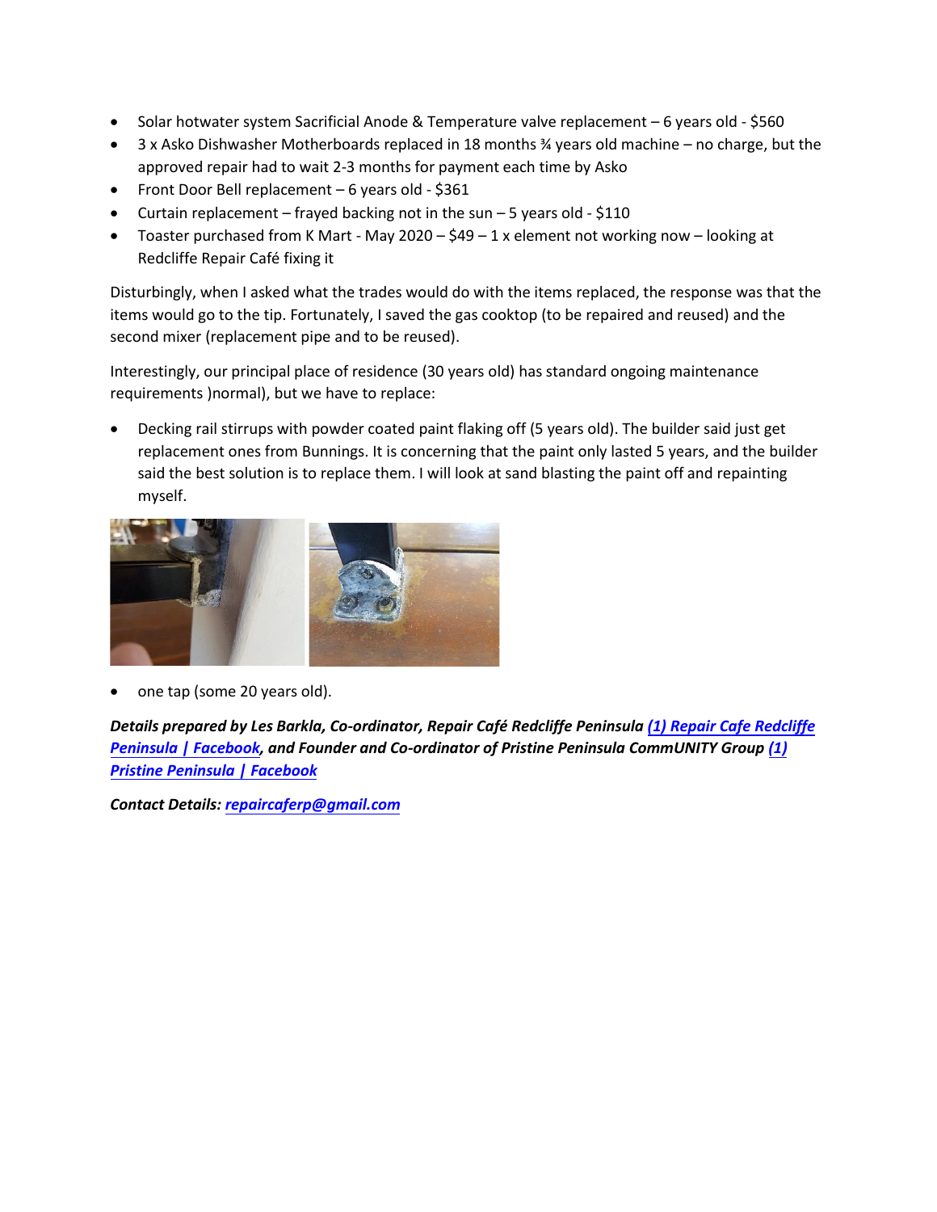- Solar hotwater system Sacrificial Anode & Temperature valve replacement – 6 years old - $560
- 3 x Asko Dishwasher Motherboards replaced in 18 months ¾ years old machine – no charge, but the approved repair had to wait 2-3 months for payment each time by Asko
- Front Door Bell replacement – 6 years old - $361
- Curtain replacement – frayed backing not in the sun – 5 years old - $110
- Toaster purchased from K Mart - May 2020 – $49 – 1 x element not working now – looking at Redcliffe Repair Café fixing it

Disturbingly, when I asked what the trades would do with the items replaced, the response was that the items would go to the tip. Fortunately, I saved the gas cooktop (to be repaired and reused) and the second mixer (replacement pipe and to be reused).

Interestingly, our principal place of residence (30 years old) has standard ongoing maintenance requirements )normal), but we have to replace:

- Decking rail stirrups with powder coated paint flaking off (5 years old). The builder said just get replacement ones from Bunnings. It is concerning that the paint only lasted 5 years, and the builder said the best solution is to replace them. I will look at sand blasting the paint off and repainting myself.

- one tap (some 20 years old).

***Details prepared by Les Barkla, Co-ordinator, Repair Café Redcliffe Peninsula [(1) Repair Cafe Redcliffe Peninsula | Facebook], and Founder and Co-ordinator of Pristine Peninsula CommUNITY Group [(1) Pristine Peninsula | Facebook]***

***Contact Details: repaircaferp@gmail.com***